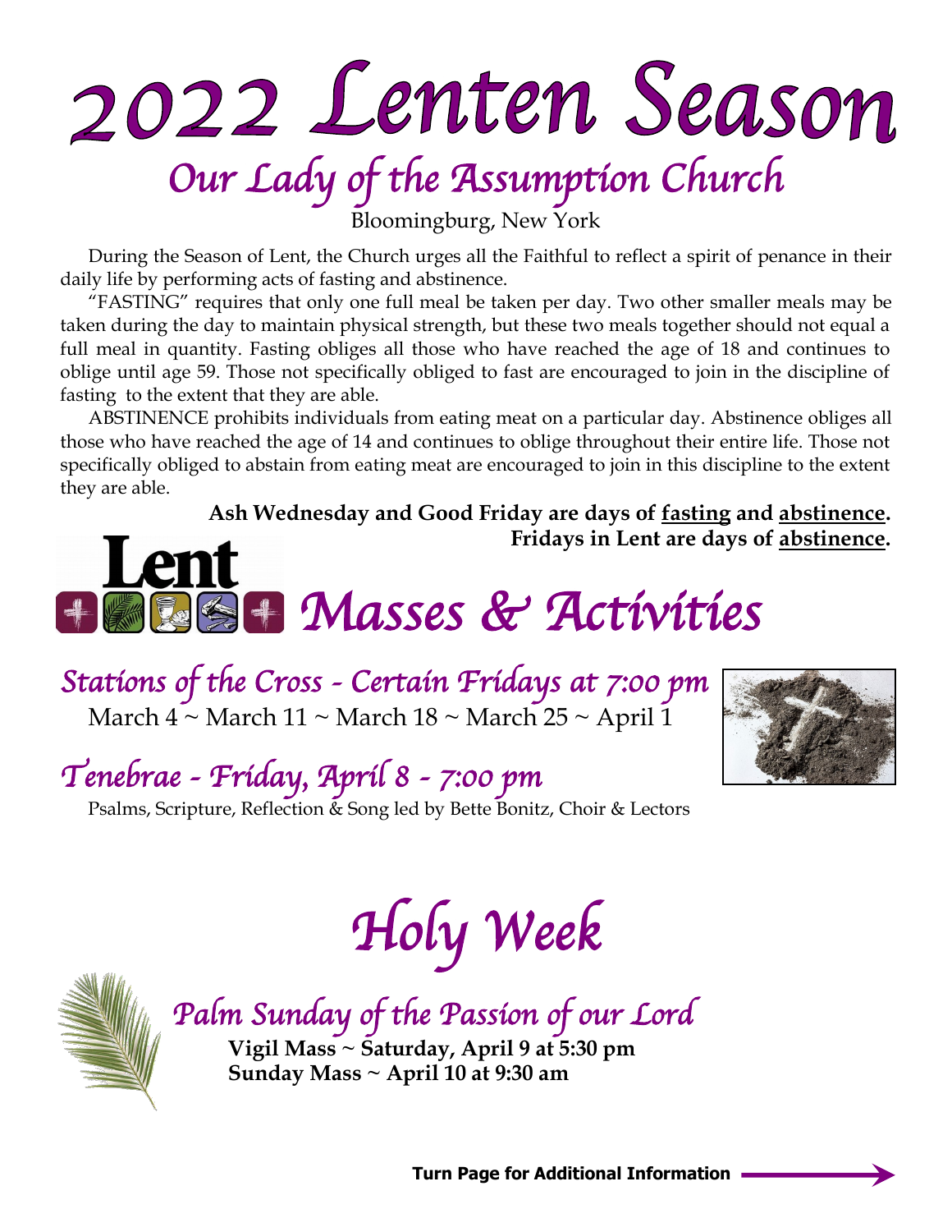# 2022 Lenten Season

## Our Lady of the Assumption Church

Bloomingburg, New York

During the Season of Lent, the Church urges all the Faithful to reflect a spirit of penance in their daily life by performing acts of fasting and abstinence.

"FASTING" requires that only one full meal be taken per day. Two other smaller meals may be taken during the day to maintain physical strength, but these two meals together should not equal a full meal in quantity. Fasting obliges all those who have reached the age of 18 and continues to oblige until age 59. Those not specifically obliged to fast are encouraged to join in the discipline of fasting to the extent that they are able.

ABSTINENCE prohibits individuals from eating meat on a particular day. Abstinence obliges all those who have reached the age of 14 and continues to oblige throughout their entire life. Those not specifically obliged to abstain from eating meat are encouraged to join in this discipline to the extent they are able.

**Ash Wednesday and Good Friday are days of fasting and abstinence.**
**Fridays in Lent are days of abstinence.**

## Lent Masses & Activities

### Stations of the Cross - Certain Fridays at 7:00 pm

March 4 ~ March 11 ~ March 18 ~ March 25 ~ April 1

### Tenebrae - Friday, April 8 - 7:00 pm

Psalms, Scripture, Reflection & Song led by Bette Bonitz, Choir & Lectors

# Holy Week

### Palm Sunday of the Passion of our Lord

**Vigil Mass ~ Saturday, April 9 at 5:30 pm**
**Sunday Mass ~ April 10 at 9:30 am**

**Turn Page for Additional Information**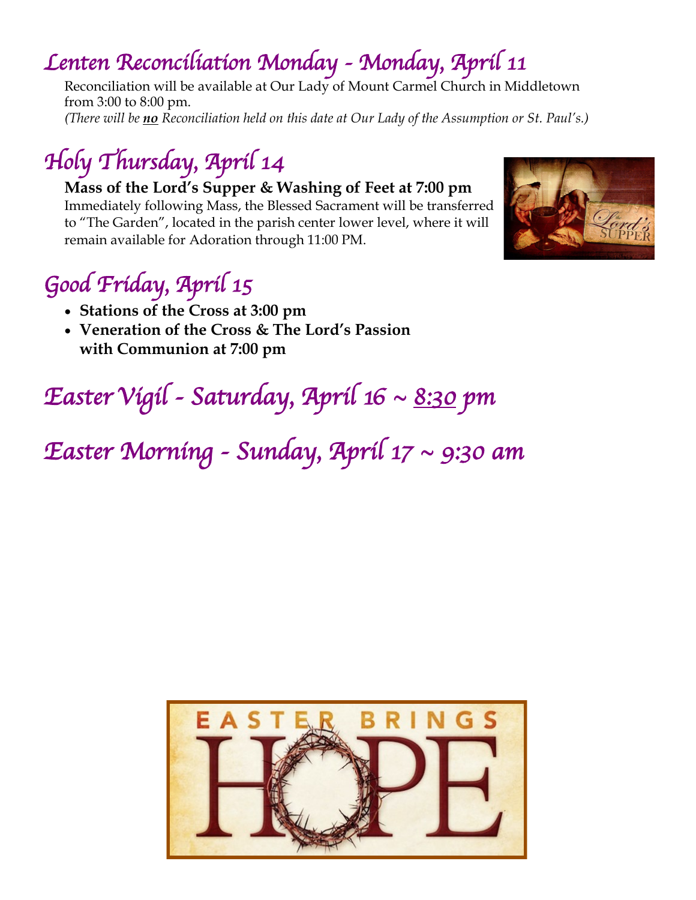# Lenten Reconciliation Monday - Monday, April 11

Reconciliation will be available at Our Lady of Mount Carmel Church in Middletown from 3:00 to 8:00 pm.
*(There will be **no** Reconciliation held on this date at Our Lady of the Assumption or St. Paul's.)*

# Holy Thursday, April 14

**Mass of the Lord's Supper & Washing of Feet at 7:00 pm**
Immediately following Mass, the Blessed Sacrament will be transferred to "The Garden", located in the parish center lower level, where it will remain available for Adoration through 11:00 PM.

# Good Friday, April 15

- **Stations of the Cross at 3:00 pm**
- **Veneration of the Cross & The Lord's Passion with Communion at 7:00 pm**

# Easter Vigil - Saturday, April 16 ~ 8:30 pm

# Easter Morning - Sunday, April 17 ~ 9:30 am